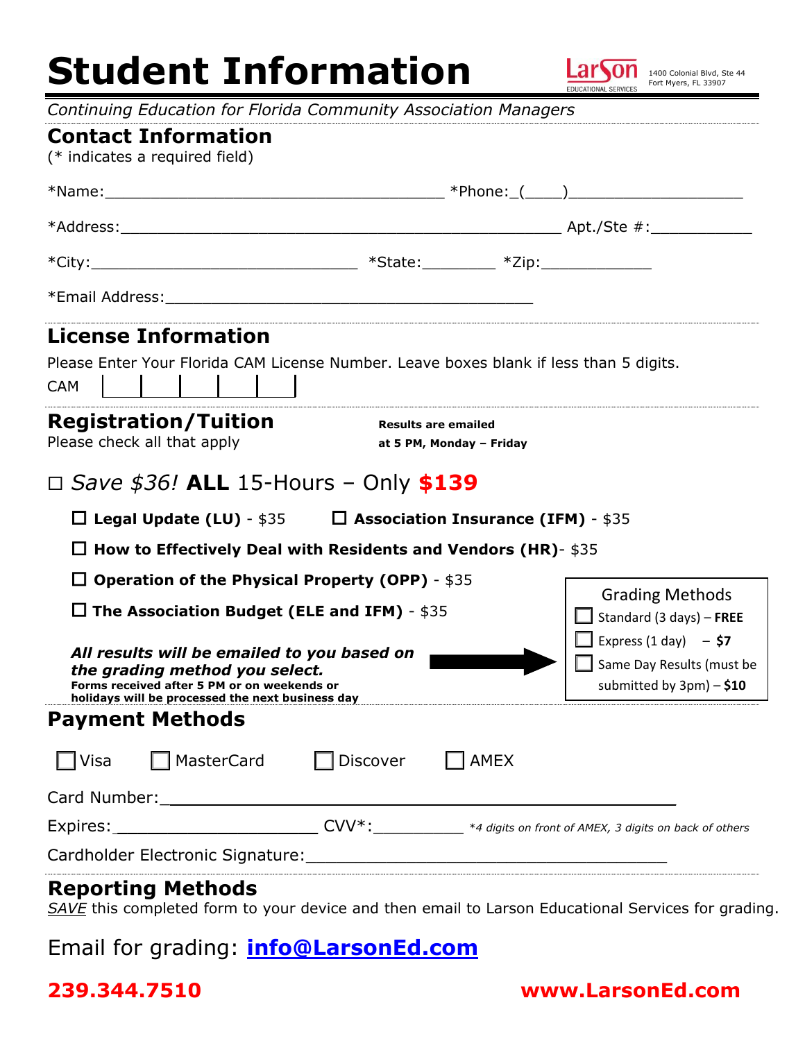# Student Information

LarSon EDUCATIONAL SERVICES 1400 Colonial Blvd, Ste 44 Fort Myers, FL 33907

*Continuing Education for Florida Community Association Managers*

## Contact Information

(* indicates a required field)

*Name:_____________________________________ *Phone:_(____)__________________

*Address:________________________________________________ Apt./Ste #:___________

*City:_____________________________ *State:________ *Zip:____________

*Email Address:________________________________________

## License Information

Please Enter Your Florida CAM License Number. Leave boxes blank if less than 5 digits.

CAM | | | | | |

## Registration/Tuition

Please check all that apply

**Results are emailed at 5 PM, Monday – Friday**

☐ *Save $36!* **ALL** 15-Hours – Only **$139**

- ☐ **Legal Update (LU)** - $35
- ☐ **Association Insurance (IFM)** - $35
- ☐ **How to Effectively Deal with Residents and Vendors (HR)**- $35
- ☐ **Operation of the Physical Property (OPP)** - $35
- ☐ **The Association Budget (ELE and IFM)** - $35

***All results will be emailed to you based on the grading method you select.***

**Forms received after 5 PM or on weekends or holidays will be processed the next business day**

Grading Methods

- ☐ Standard (3 days) – **FREE**
- ☐ Express (1 day) – **$7**
- ☐ Same Day Results (must be submitted by 3pm) – **$10**

## Payment Methods

☐ Visa ☐ MasterCard ☐ Discover ☐ AMEX

Card Number:_________________________________________________

Expires:_____________________ CVV*:__________ *\*4 digits on front of AMEX, 3 digits on back of others*

Cardholder Electronic Signature:_____________________________________

## Reporting Methods

*SAVE* this completed form to your device and then email to Larson Educational Services for grading.

Email for grading: **info@LarsonEd.com**

**239.344.7510** **www.LarsonEd.com**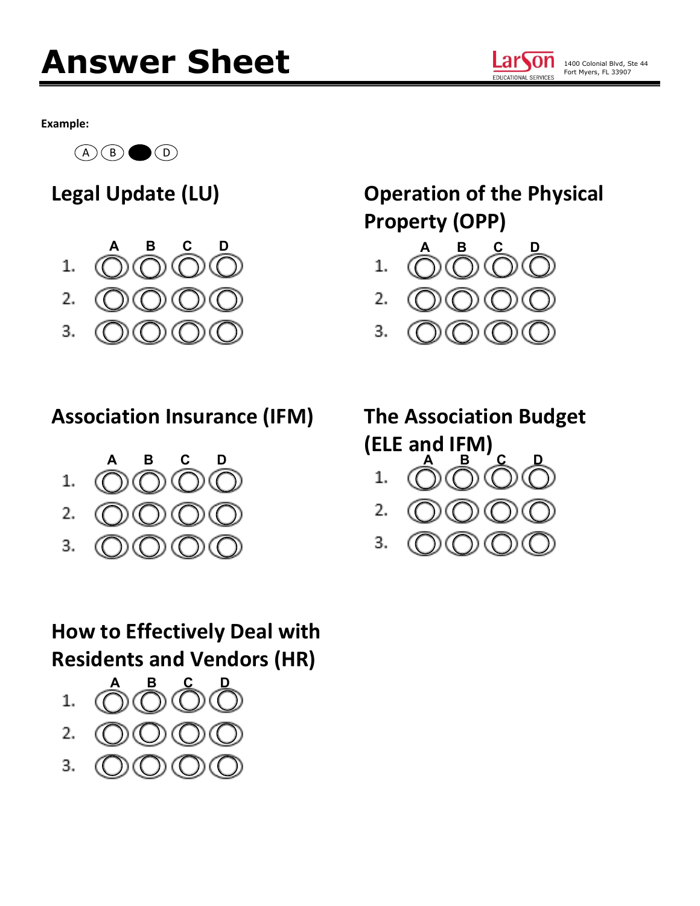# Answer Sheet

Larson EDUCATIONAL SERVICES 1400 Colonial Blvd, Ste 44 Fort Myers, FL 33907

**Example:**

(A) (B) ● (D)

## Legal Update (LU)

| | A | B | C | D |
|---|---|---|---|---|
| 1. | ◯ | ◯ | ◯ | ◯ |
| 2. | ◯ | ◯ | ◯ | ◯ |
| 3. | ◯ | ◯ | ◯ | ◯ |

## Operation of the Physical Property (OPP)

| | A | B | C | D |
|---|---|---|---|---|
| 1. | ◯ | ◯ | ◯ | ◯ |
| 2. | ◯ | ◯ | ◯ | ◯ |
| 3. | ◯ | ◯ | ◯ | ◯ |

## Association Insurance (IFM)

| | A | B | C | D |
|---|---|---|---|---|
| 1. | ◯ | ◯ | ◯ | ◯ |
| 2. | ◯ | ◯ | ◯ | ◯ |
| 3. | ◯ | ◯ | ◯ | ◯ |

## The Association Budget (ELE and IFM)

| | A | B | C | D |
|---|---|---|---|---|
| 1. | ◯ | ◯ | ◯ | ◯ |
| 2. | ◯ | ◯ | ◯ | ◯ |
| 3. | ◯ | ◯ | ◯ | ◯ |

## How to Effectively Deal with Residents and Vendors (HR)

| | A | B | C | D |
|---|---|---|---|---|
| 1. | ◯ | ◯ | ◯ | ◯ |
| 2. | ◯ | ◯ | ◯ | ◯ |
| 3. | ◯ | ◯ | ◯ | ◯ |